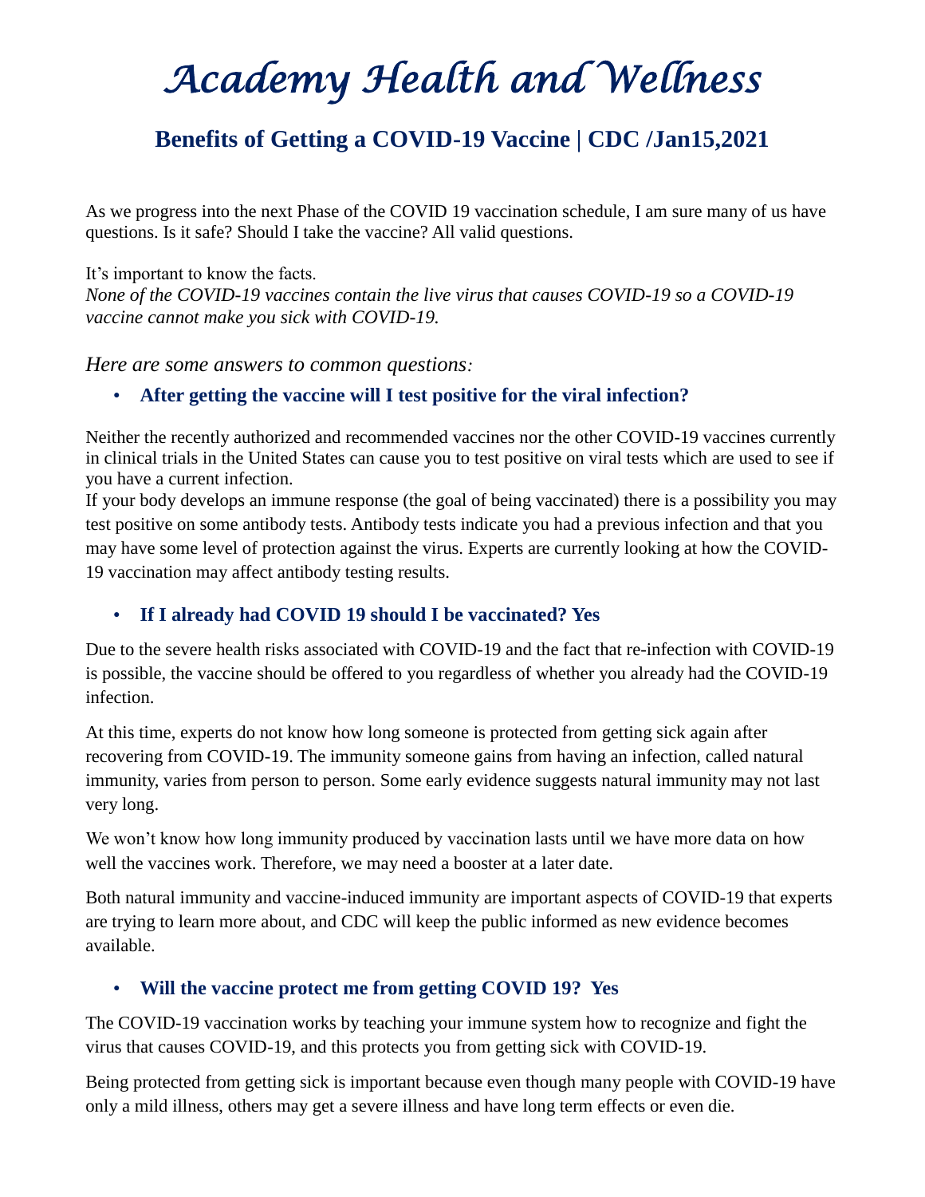# *Academy Health and Wellness*

## Benefits of Getting a COVID-19 Vaccine | CDC /Jan15,2021

As we progress into the next Phase of the COVID 19 vaccination schedule, I am sure many of us have questions. Is it safe? Should I take the vaccine? All valid questions.

It's important to know the facts.
*None of the COVID-19 vaccines contain the live virus that causes COVID-19 so a COVID-19 vaccine cannot make you sick with COVID-19.*

*Here are some answers to common questions:*

- **After getting the vaccine will I test positive for the viral infection?**

Neither the recently authorized and recommended vaccines nor the other COVID-19 vaccines currently in clinical trials in the United States can cause you to test positive on viral tests which are used to see if you have a current infection.
If your body develops an immune response (the goal of being vaccinated) there is a possibility you may test positive on some antibody tests. Antibody tests indicate you had a previous infection and that you may have some level of protection against the virus. Experts are currently looking at how the COVID-19 vaccination may affect antibody testing results.

- **If I already had COVID 19 should I be vaccinated? Yes**

Due to the severe health risks associated with COVID-19 and the fact that re-infection with COVID-19 is possible, the vaccine should be offered to you regardless of whether you already had the COVID-19 infection.

At this time, experts do not know how long someone is protected from getting sick again after recovering from COVID-19. The immunity someone gains from having an infection, called natural immunity, varies from person to person. Some early evidence suggests natural immunity may not last very long.

We won't know how long immunity produced by vaccination lasts until we have more data on how well the vaccines work. Therefore, we may need a booster at a later date.

Both natural immunity and vaccine-induced immunity are important aspects of COVID-19 that experts are trying to learn more about, and CDC will keep the public informed as new evidence becomes available.

- **Will the vaccine protect me from getting COVID 19? Yes**

The COVID-19 vaccination works by teaching your immune system how to recognize and fight the virus that causes COVID-19, and this protects you from getting sick with COVID-19.

Being protected from getting sick is important because even though many people with COVID-19 have only a mild illness, others may get a severe illness and have long term effects or even die.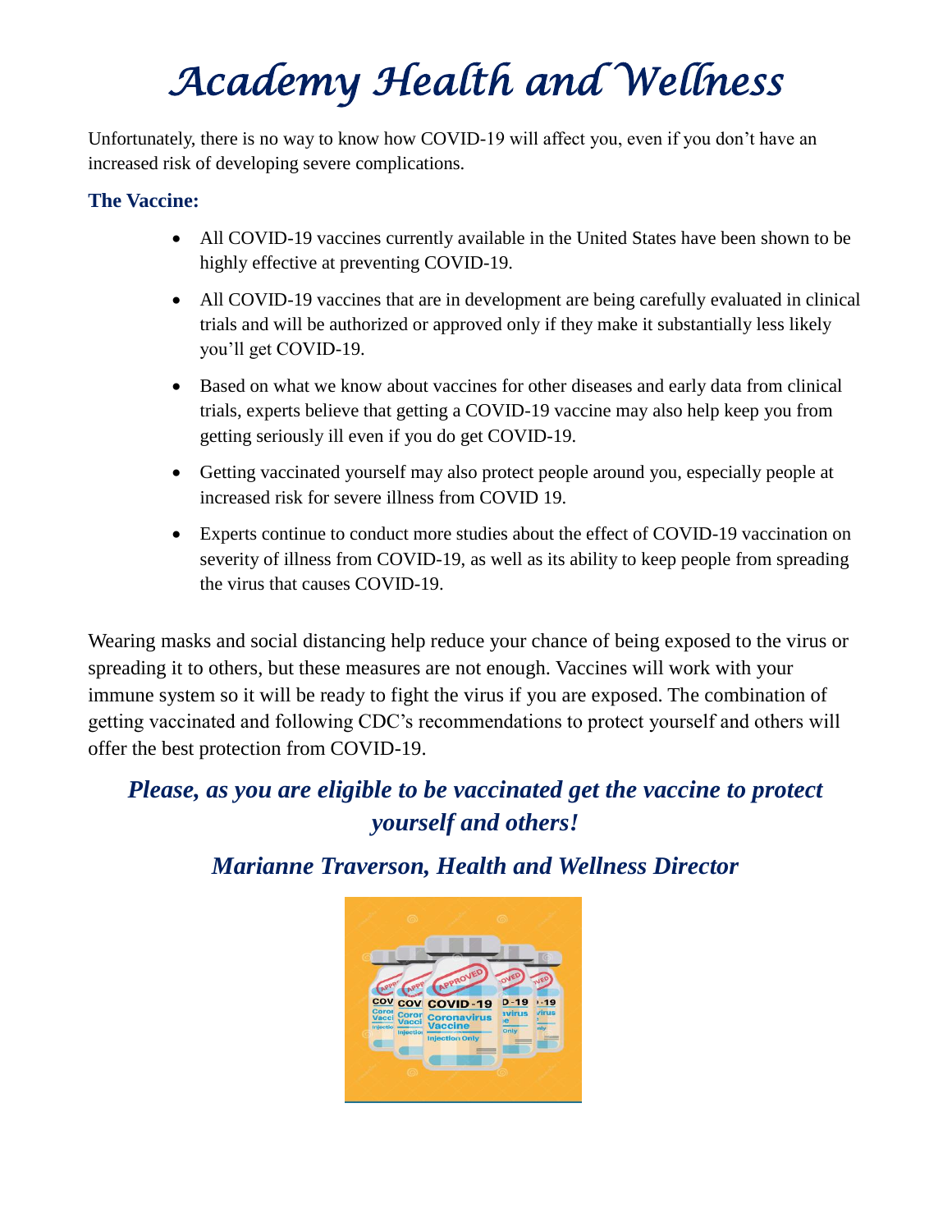# *Academy Health and Wellness*

Unfortunately, there is no way to know how COVID-19 will affect you, even if you don't have an increased risk of developing severe complications.

**The Vaccine:**

- All COVID-19 vaccines currently available in the United States have been shown to be highly effective at preventing COVID-19.
- All COVID-19 vaccines that are in development are being carefully evaluated in clinical trials and will be authorized or approved only if they make it substantially less likely you'll get COVID-19.
- Based on what we know about vaccines for other diseases and early data from clinical trials, experts believe that getting a COVID-19 vaccine may also help keep you from getting seriously ill even if you do get COVID-19.
- Getting vaccinated yourself may also protect people around you, especially people at increased risk for severe illness from COVID 19.
- Experts continue to conduct more studies about the effect of COVID-19 vaccination on severity of illness from COVID-19, as well as its ability to keep people from spreading the virus that causes COVID-19.

Wearing masks and social distancing help reduce your chance of being exposed to the virus or spreading it to others, but these measures are not enough. Vaccines will work with your immune system so it will be ready to fight the virus if you are exposed. The combination of getting vaccinated and following CDC's recommendations to protect yourself and others will offer the best protection from COVID-19.

***Please, as you are eligible to be vaccinated get the vaccine to protect yourself and others!***

***Marianne Traverson, Health and Wellness Director***